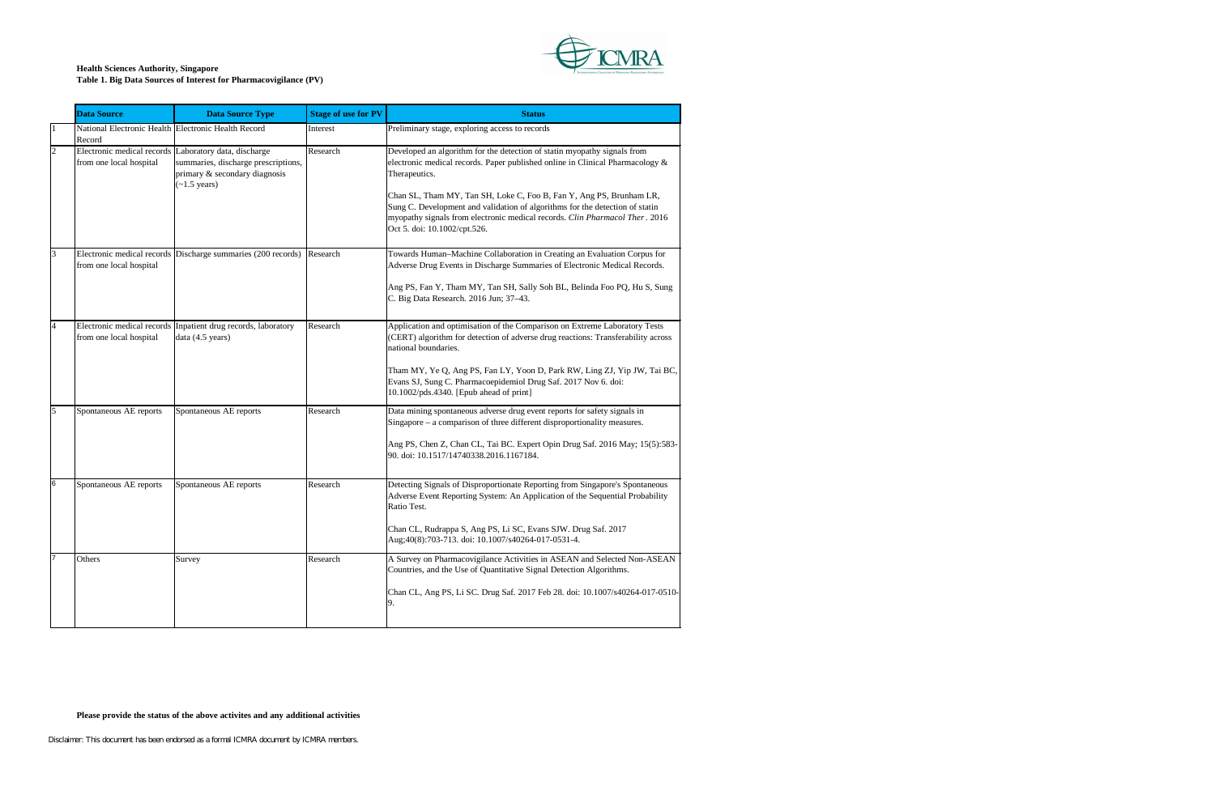**Health Sciences Authority, Singapore**
**Table 1. Big Data Sources of Interest for Pharmacovigilance (PV)**

| | Data Source | Data Source Type | Stage of use for PV | Status |
|---|---|---|---|---|
| 1 | National Electronic Health Record | Electronic Health Record | Interest | Preliminary stage, exploring access to records |
| 2 | Electronic medical records from one local hospital | Laboratory data, discharge summaries, discharge prescriptions, primary & secondary diagnosis (~1.5 years) | Research | Developed an algorithm for the detection of statin myopathy signals from electronic medical records. Paper published online in Clinical Pharmacology & Therapeutics.<br><br>Chan SL, Tham MY, Tan SH, Loke C, Foo B, Fan Y, Ang PS, Brunham LR, Sung C. Development and validation of algorithms for the detection of statin myopathy signals from electronic medical records. *Clin Pharmacol Ther*. 2016 Oct 5. doi: 10.1002/cpt.526. |
| 3 | Electronic medical records from one local hospital | Discharge summaries (200 records) | Research | Towards Human–Machine Collaboration in Creating an Evaluation Corpus for Adverse Drug Events in Discharge Summaries of Electronic Medical Records.<br><br>Ang PS, Fan Y, Tham MY, Tan SH, Sally Soh BL, Belinda Foo PQ, Hu S, Sung C. Big Data Research. 2016 Jun; 37–43. |
| 4 | Electronic medical records from one local hospital | Inpatient drug records, laboratory data (4.5 years) | Research | Application and optimisation of the Comparison on Extreme Laboratory Tests (CERT) algorithm for detection of adverse drug reactions: Transferability across national boundaries.<br><br>Tham MY, Ye Q, Ang PS, Fan LY, Yoon D, Park RW, Ling ZJ, Yip JW, Tai BC, Evans SJ, Sung C. Pharmacoepidemiol Drug Saf. 2017 Nov 6. doi: 10.1002/pds.4340. [Epub ahead of print] |
| 5 | Spontaneous AE reports | Spontaneous AE reports | Research | Data mining spontaneous adverse drug event reports for safety signals in Singapore – a comparison of three different disproportionality measures.<br><br>Ang PS, Chen Z, Chan CL, Tai BC. Expert Opin Drug Saf. 2016 May; 15(5):583-90. doi: 10.1517/14740338.2016.1167184. |
| 6 | Spontaneous AE reports | Spontaneous AE reports | Research | Detecting Signals of Disproportionate Reporting from Singapore's Spontaneous Adverse Event Reporting System: An Application of the Sequential Probability Ratio Test.<br><br>Chan CL, Rudrappa S, Ang PS, Li SC, Evans SJW. Drug Saf. 2017 Aug;40(8):703-713. doi: 10.1007/s40264-017-0531-4. |
| 7 | Others | Survey | Research | A Survey on Pharmacovigilance Activities in ASEAN and Selected Non-ASEAN Countries, and the Use of Quantitative Signal Detection Algorithms.<br><br>Chan CL, Ang PS, Li SC. Drug Saf. 2017 Feb 28. doi: 10.1007/s40264-017-0510-9. |

**Please provide the status of the above activites and any additional activities**

Disclaimer: This document has been endorsed as a formal ICMRA document by ICMRA members.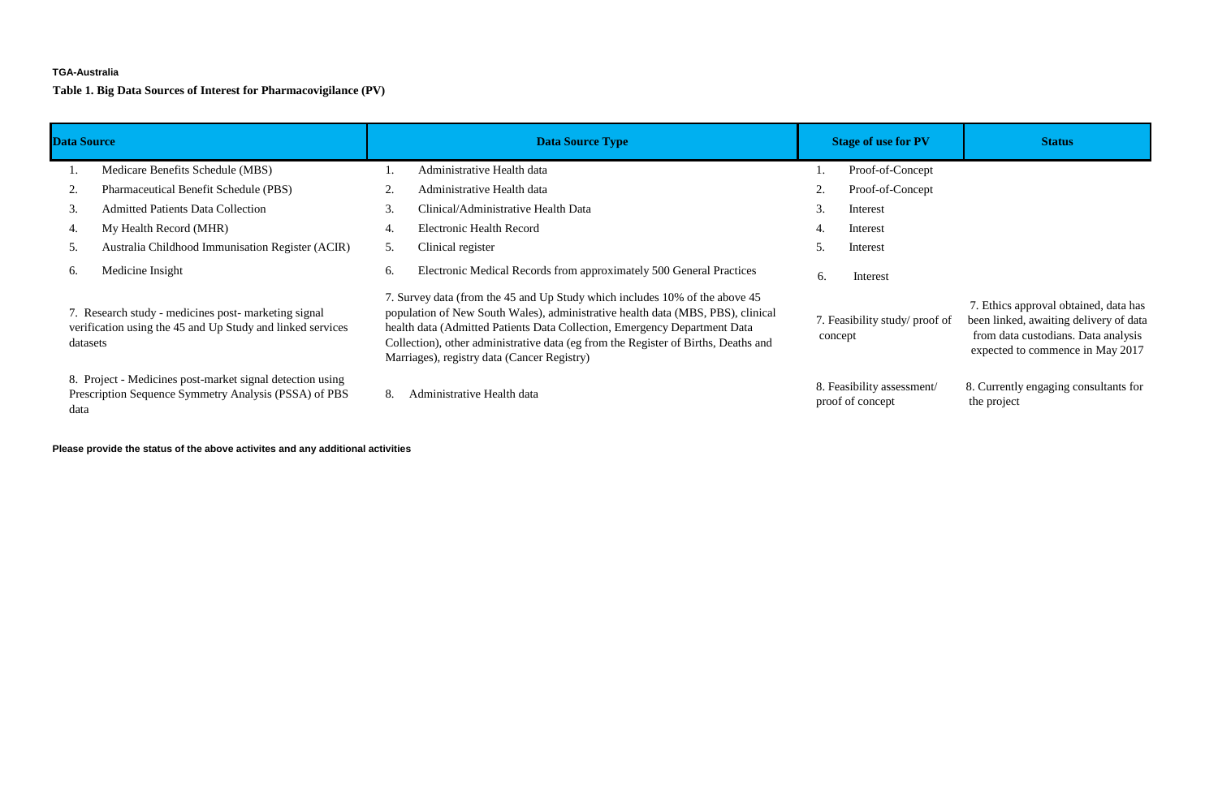**TGA-Australia**

**Table 1. Big Data Sources of Interest for Pharmacovigilance (PV)**

| Data Source | Data Source Type | Stage of use for PV | Status |
|---|---|---|---|
| 1. Medicare Benefits Schedule (MBS) | 1. Administrative Health data | 1. Proof-of-Concept | |
| 2. Pharmaceutical Benefit Schedule (PBS) | 2. Administrative Health data | 2. Proof-of-Concept | |
| 3. Admitted Patients Data Collection | 3. Clinical/Administrative Health Data | 3. Interest | |
| 4. My Health Record (MHR) | 4. Electronic Health Record | 4. Interest | |
| 5. Australia Childhood Immunisation Register (ACIR) | 5. Clinical register | 5. Interest | |
| 6. Medicine Insight | 6. Electronic Medical Records from approximately 500 General Practices | 6. Interest | |
| 7. Research study - medicines post- marketing signal verification using the 45 and Up Study and linked services datasets | 7. Survey data (from the 45 and Up Study which includes 10% of the above 45 population of New South Wales), administrative health data (MBS, PBS), clinical health data (Admitted Patients Data Collection, Emergency Department Data Collection), other administrative data (eg from the Register of Births, Deaths and Marriages), registry data (Cancer Registry) | 7. Feasibility study/ proof of concept | 7. Ethics approval obtained, data has been linked, awaiting delivery of data from data custodians. Data analysis expected to commence in May 2017 |
| 8. Project - Medicines post-market signal detection using Prescription Sequence Symmetry Analysis (PSSA) of PBS data | 8. Administrative Health data | 8. Feasibility assessment/ proof of concept | 8. Currently engaging consultants for the project |

**Please provide the status of the above activites and any additional activities**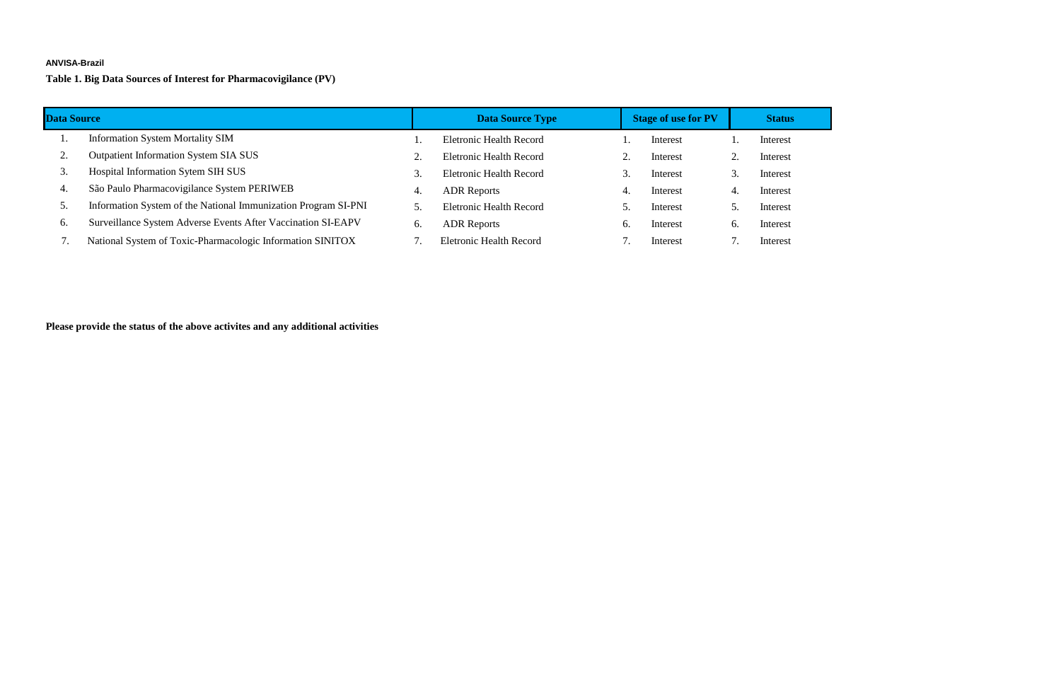**ANVISA-Brazil**

**Table 1. Big Data Sources of Interest for Pharmacovigilance (PV)**

| Data Source | Data Source Type | Stage of use for PV | Status |
|---|---|---|---|
| 1. Information System Mortality SIM | 1. Eletronic Health Record | 1. Interest | 1. Interest |
| 2. Outpatient Information System SIA SUS | 2. Eletronic Health Record | 2. Interest | 2. Interest |
| 3. Hospital Information Sytem SIH SUS | 3. Eletronic Health Record | 3. Interest | 3. Interest |
| 4. São Paulo Pharmacovigilance System PERIWEB | 4. ADR Reports | 4. Interest | 4. Interest |
| 5. Information System of the National Immunization Program SI-PNI | 5. Eletronic Health Record | 5. Interest | 5. Interest |
| 6. Surveillance System Adverse Events After Vaccination SI-EAPV | 6. ADR Reports | 6. Interest | 6. Interest |
| 7. National System of Toxic-Pharmacologic Information SINITOX | 7. Eletronic Health Record | 7. Interest | 7. Interest |

**Please provide the status of the above activites and any additional activities**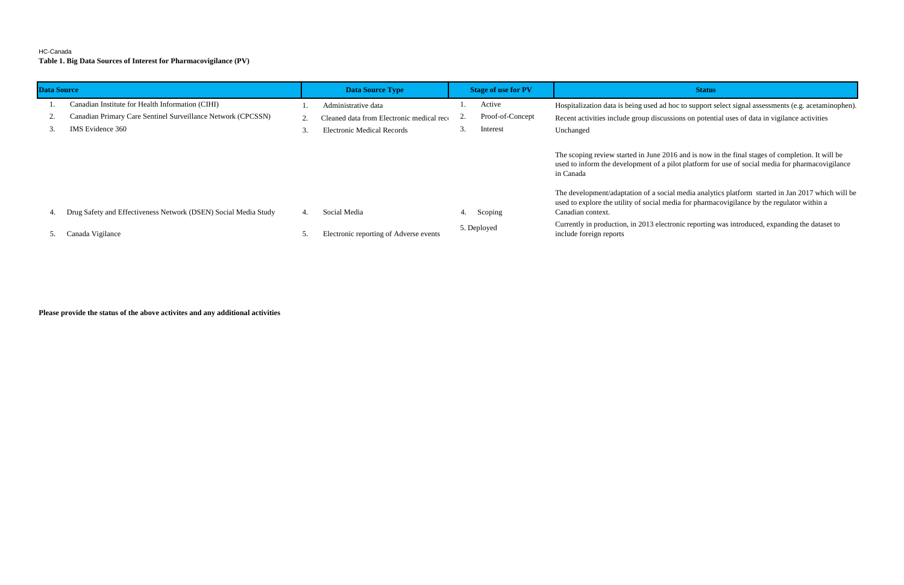HC-Canada

**Table 1. Big Data Sources of Interest for Pharmacovigilance (PV)**

| Data Source | Data Source Type | Stage of use for PV | Status |
|---|---|---|---|
| 1. Canadian Institute for Health Information (CIHI) | 1. Administrative data | 1. Active | Hospitalization data is being used ad hoc to support select signal assessments (e.g. acetaminophen). |
| 2. Canadian Primary Care Sentinel Surveillance Network (CPCSSN) | 2. Cleaned data from Electronic medical reco | 2. Proof-of-Concept | Recent activities include group discussions on potential uses of data in vigilance activities |
| 3. IMS Evidence 360 | 3. Electronic Medical Records | 3. Interest | Unchanged |
| 4. Drug Safety and Effectiveness Network (DSEN) Social Media Study | 4. Social Media | 4. Scoping | The scoping review started in June 2016 and is now in the final stages of completion. It will be used to inform the development of a pilot platform for use of social media for pharmacovigilance in Canada<br><br>The development/adaptation of a social media analytics platform started in Jan 2017 which will be used to explore the utility of social media for pharmacovigilance by the regulator within a Canadian context. |
| 5. Canada Vigilance | 5. Electronic reporting of Adverse events | 5. Deployed | Currently in production, in 2013 electronic reporting was introduced, expanding the dataset to include foreign reports |

**Please provide the status of the above activites and any additional activities**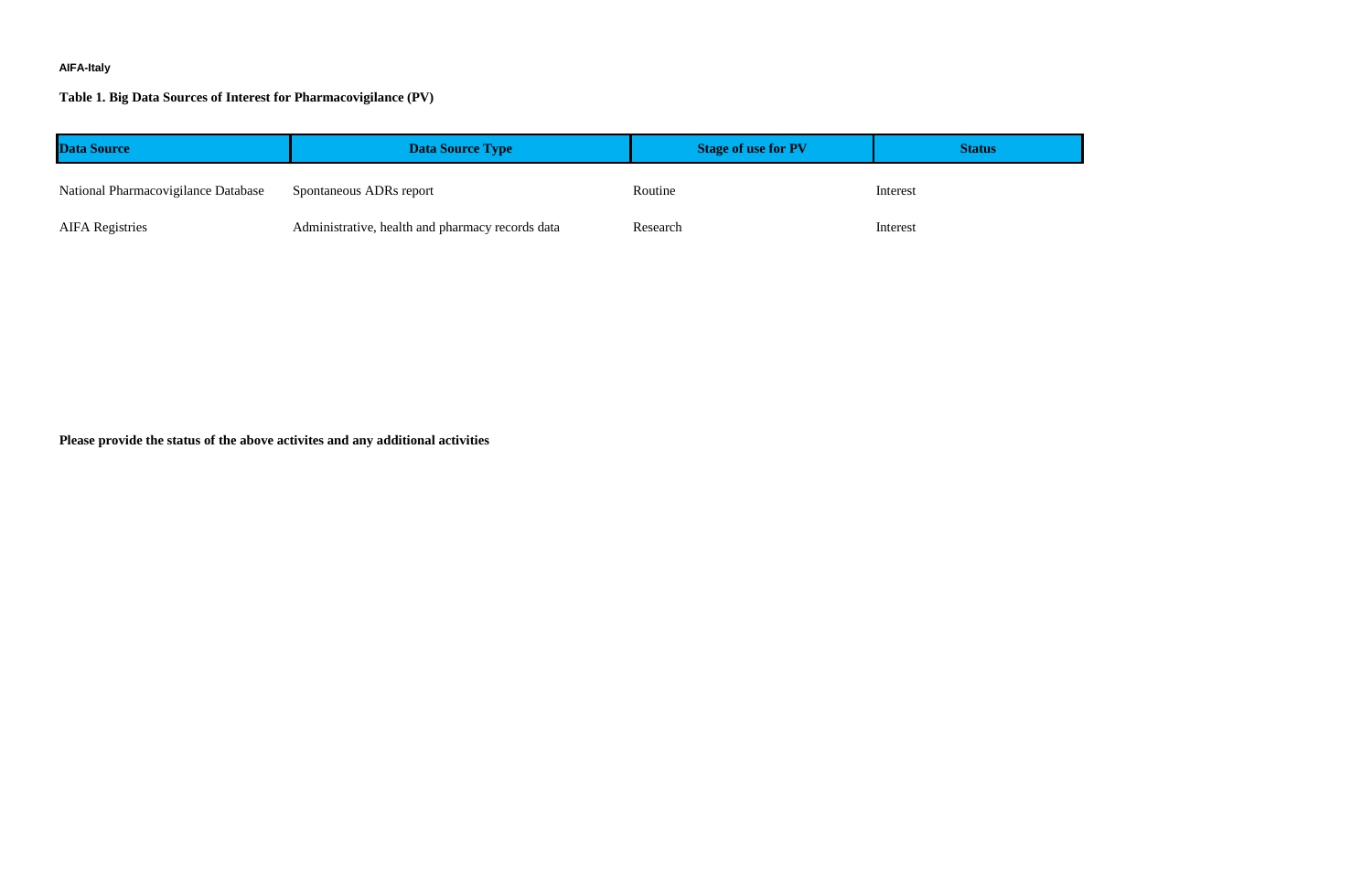**AIFA-Italy**

**Table 1. Big Data Sources of Interest for Pharmacovigilance (PV)**

| Data Source | Data Source Type | Stage of use for PV | Status |
|---|---|---|---|
| National Pharmacovigilance Database | Spontaneous ADRs report | Routine | Interest |
| AIFA Registries | Administrative, health and pharmacy records data | Research | Interest |

**Please provide the status of the above activites and any additional activities**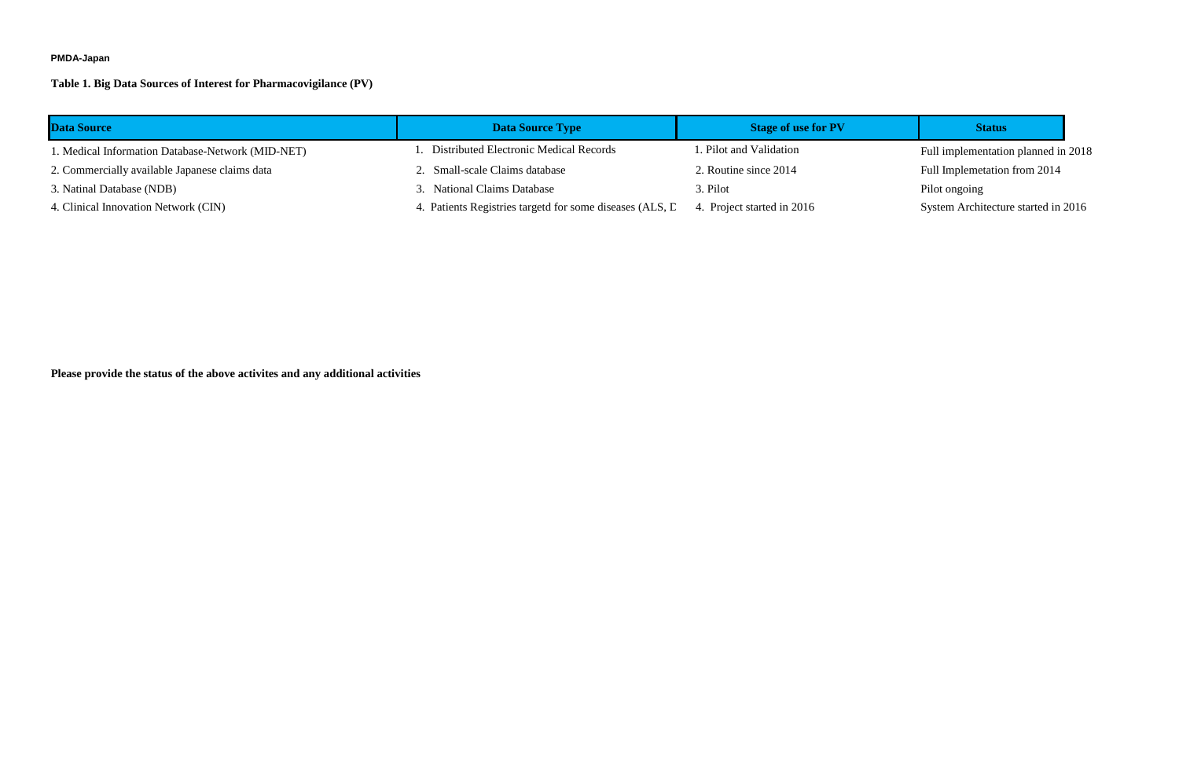**PMDA-Japan**

**Table 1. Big Data Sources of Interest for Pharmacovigilance (PV)**

| Data Source | Data Source Type | Stage of use for PV | Status |
| --- | --- | --- | --- |
| 1. Medical Information Database-Network (MID-NET) | 1. Distributed Electronic Medical Records | 1. Pilot and Validation | Full implementation planned in 2018 |
| 2. Commercially available Japanese claims data | 2. Small-scale Claims database | 2. Routine since 2014 | Full Implemetation from 2014 |
| 3. Natinal Database (NDB) | 3. National Claims Database | 3. Pilot | Pilot ongoing |
| 4. Clinical Innovation Network (CIN) | 4. Patients Registries targetd for some diseases (ALS, D | 4. Project started in 2016 | System Architecture started in 2016 |

**Please provide the status of the above activites and any additional activities**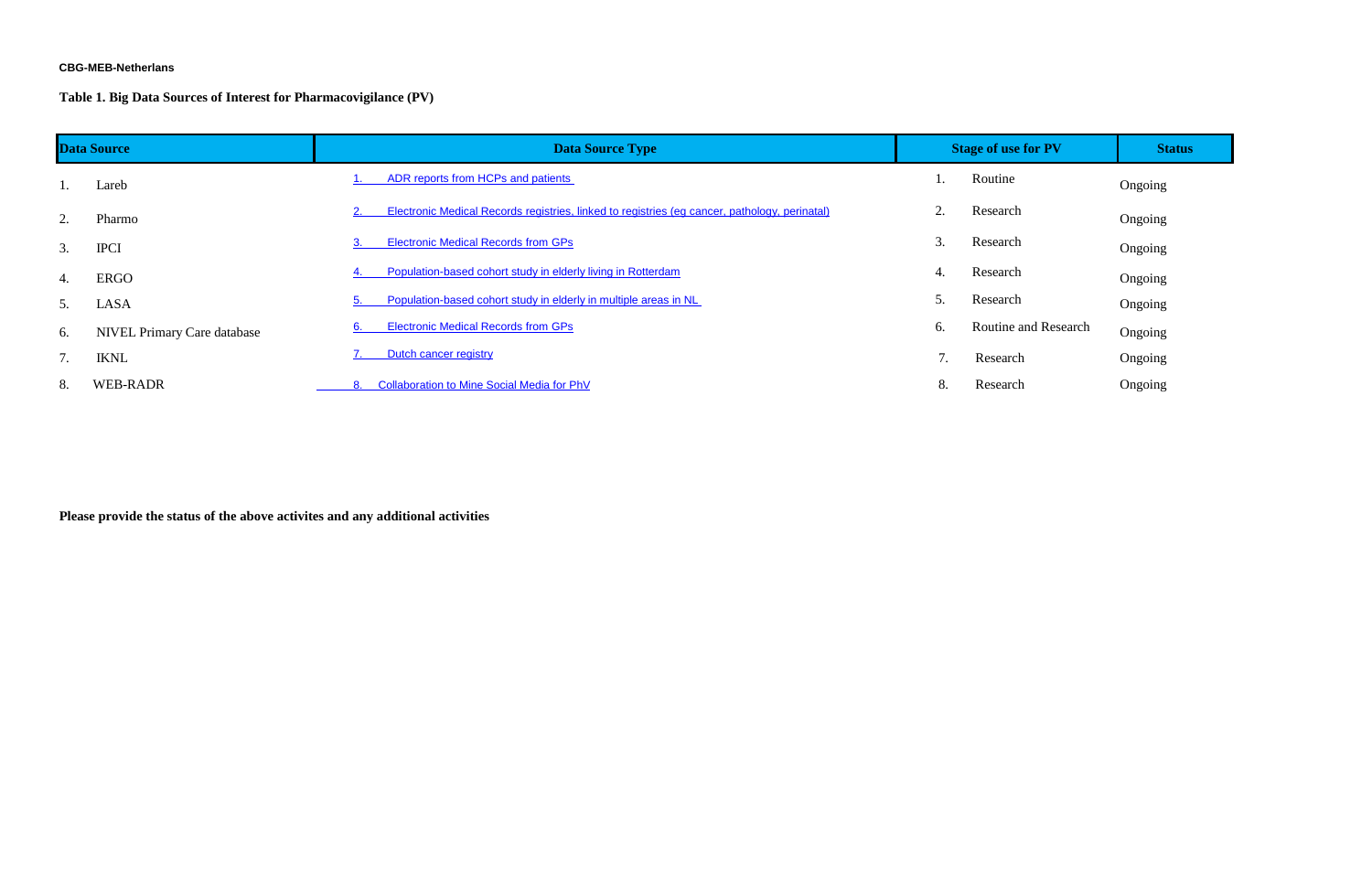**CBG-MEB-Netherlans**

**Table 1. Big Data Sources of Interest for Pharmacovigilance (PV)**

| Data Source | Data Source Type | Stage of use for PV | Status |
|---|---|---|---|
| 1. Lareb | 1. ADR reports from HCPs and patients | 1. Routine | Ongoing |
| 2. Pharmo | 2. Electronic Medical Records registries, linked to registries (eg cancer, pathology, perinatal) | 2. Research | Ongoing |
| 3. IPCI | 3. Electronic Medical Records from GPs | 3. Research | Ongoing |
| 4. ERGO | 4. Population-based cohort study in elderly living in Rotterdam | 4. Research | Ongoing |
| 5. LASA | 5. Population-based cohort study in elderly in multiple areas in NL | 5. Research | Ongoing |
| 6. NIVEL Primary Care database | 6. Electronic Medical Records from GPs | 6. Routine and Research | Ongoing |
| 7. IKNL | 7. Dutch cancer registry | 7. Research | Ongoing |
| 8. WEB-RADR | 8. Collaboration to Mine Social Media for PhV | 8. Research | Ongoing |

**Please provide the status of the above activites and any additional activities**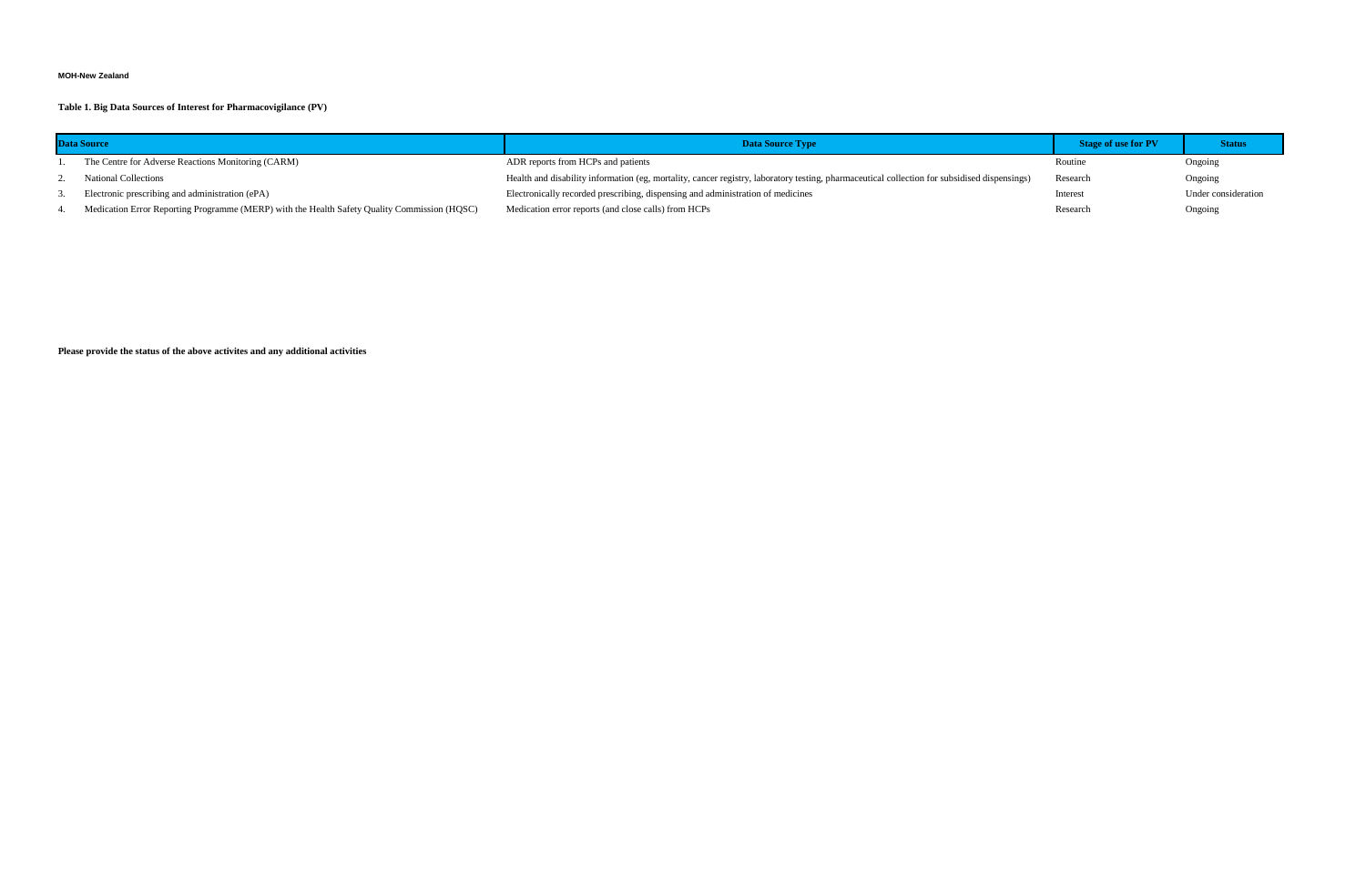**MOH-New Zealand**

**Table 1. Big Data Sources of Interest for Pharmacovigilance (PV)**

| Data Source | | Data Source Type | Stage of use for PV | Status |
|---|---|---|---|---|
| 1. | The Centre for Adverse Reactions Monitoring (CARM) | ADR reports from HCPs and patients | Routine | Ongoing |
| 2. | National Collections | Health and disability information (eg, mortality, cancer registry, laboratory testing, pharmaceutical collection for subsidised dispensings) | Research | Ongoing |
| 3. | Electronic prescribing and administration (ePA) | Electronically recorded prescribing, dispensing and administration of medicines | Interest | Under consideration |
| 4. | Medication Error Reporting Programme (MERP) with the Health Safety Quality Commission (HQSC) | Medication error reports (and close calls) from HCPs | Research | Ongoing |

**Please provide the status of the above activites and any additional activities**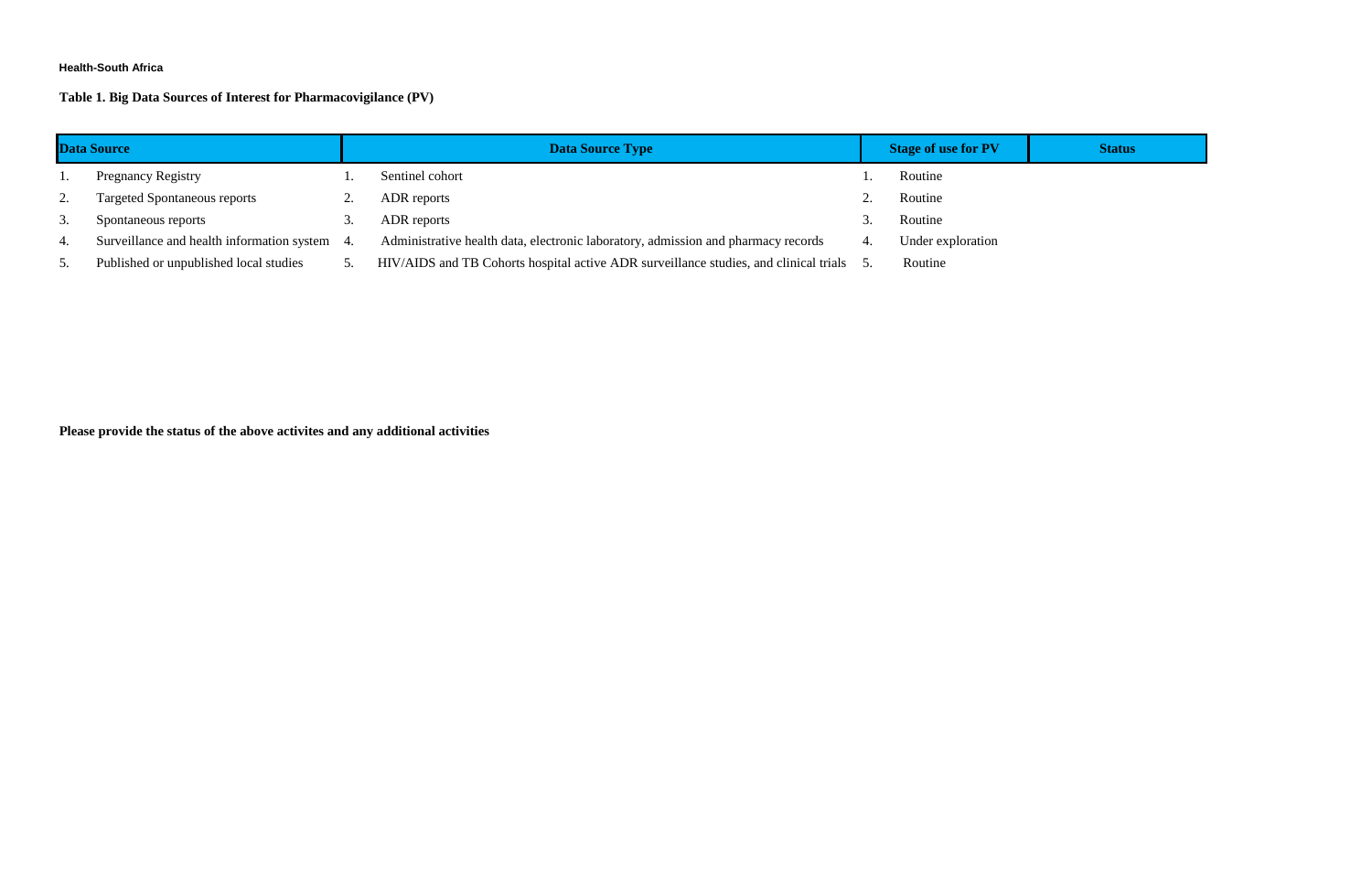**Health-South Africa**

**Table 1. Big Data Sources of Interest for Pharmacovigilance (PV)**

| Data Source | Data Source Type | Stage of use for PV | Status |
|---|---|---|---|
| 1. Pregnancy Registry | 1. Sentinel cohort | 1. Routine | |
| 2. Targeted Spontaneous reports | 2. ADR reports | 2. Routine | |
| 3. Spontaneous reports | 3. ADR reports | 3. Routine | |
| 4. Surveillance and health information system | 4. Administrative health data, electronic laboratory, admission and pharmacy records | 4. Under exploration | |
| 5. Published or unpublished local studies | 5. HIV/AIDS and TB Cohorts hospital active ADR surveillance studies, and clinical trials | 5. Routine | |

**Please provide the status of the above activites and any additional activities**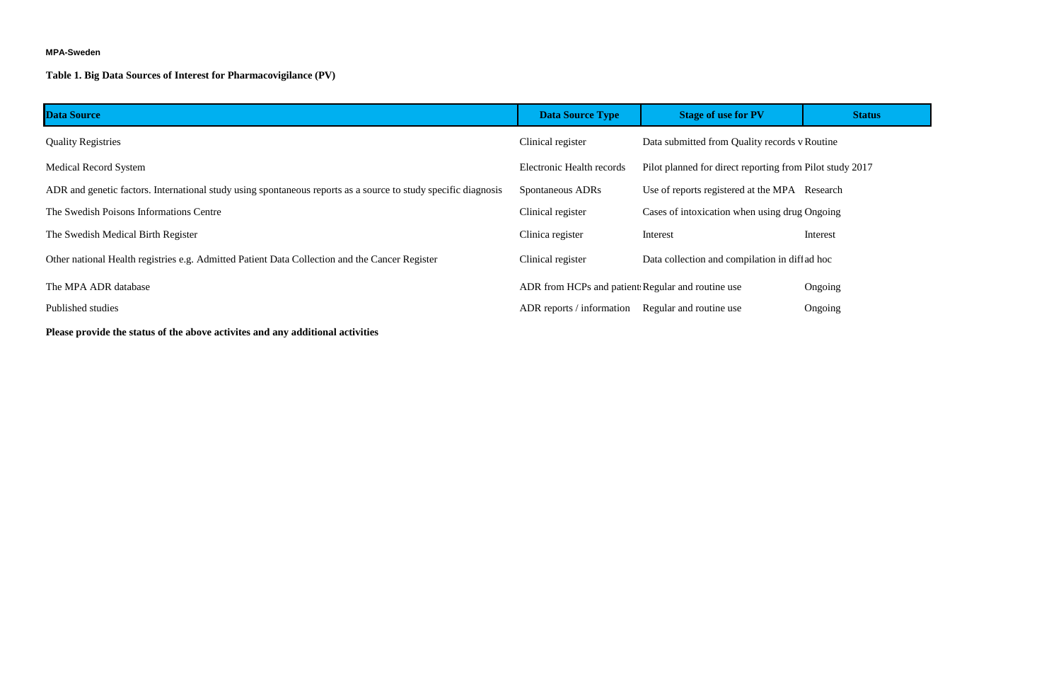**MPA-Sweden**

**Table 1. Big Data Sources of Interest for Pharmacovigilance (PV)**

| Data Source | Data Source Type | Stage of use for PV | Status |
|---|---|---|---|
| Quality Registries | Clinical register | Data submitted from Quality records v | Routine |
| Medical Record System | Electronic Health records | Pilot planned for direct reporting from | Pilot study 2017 |
| ADR and genetic factors. International study using spontaneous reports as a source to study specific diagnosis | Spontaneous ADRs | Use of reports registered at the MPA | Research |
| The Swedish Poisons Informations Centre | Clinical register | Cases of intoxication when using drug | Ongoing |
| The Swedish Medical Birth Register | Clinica register | Interest | Interest |
| Other national Health registries e.g. Admitted Patient Data Collection and the Cancer Register | Clinical register | Data collection and compilation in diff | ad hoc |
| The MPA ADR database | ADR from HCPs and patient | Regular and routine use | Ongoing |
| Published studies | ADR reports / information | Regular and routine use | Ongoing |

**Please provide the status of the above activites and any additional activities**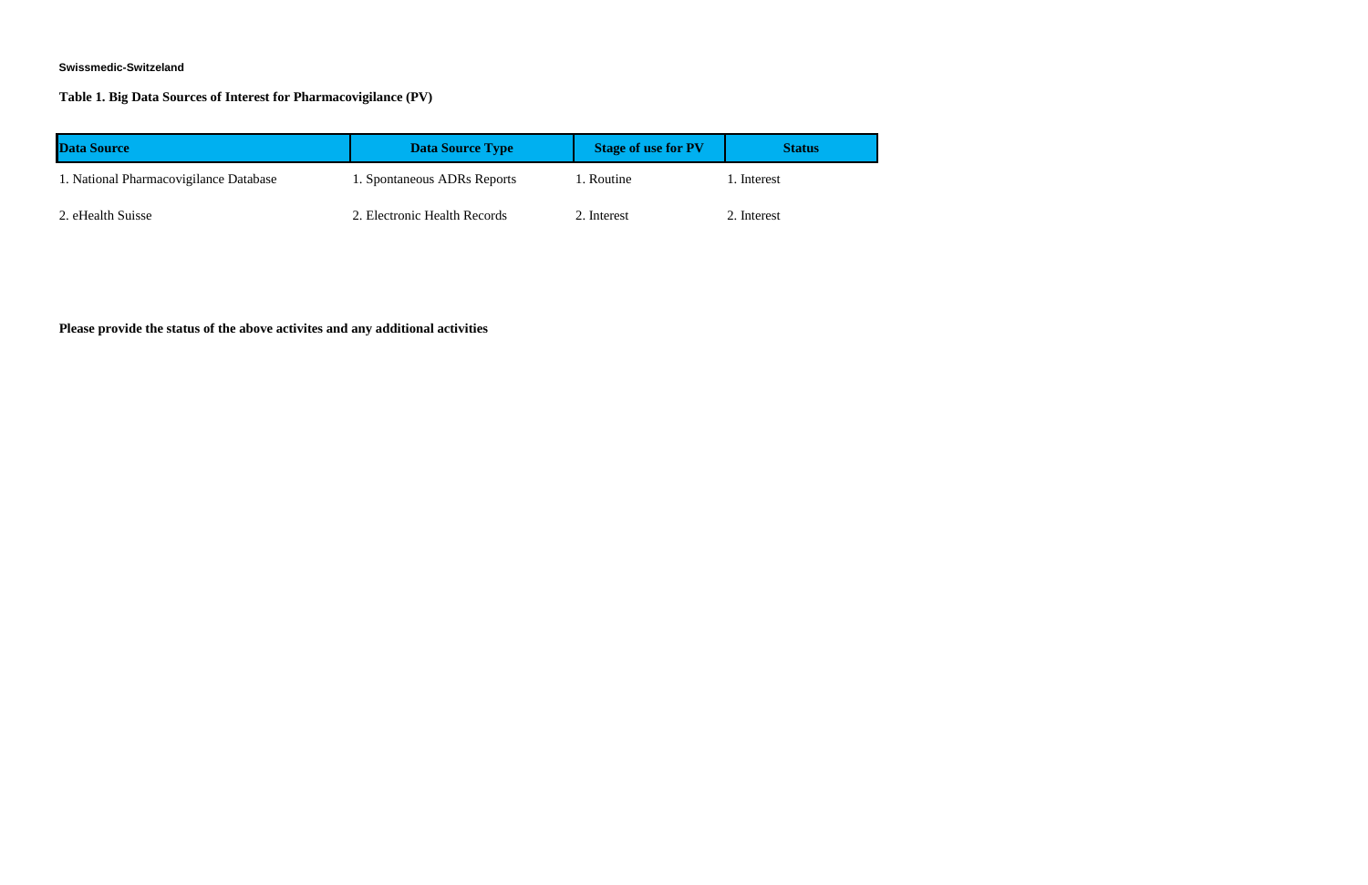**Swissmedic-Switzeland**

**Table 1. Big Data Sources of Interest for Pharmacovigilance (PV)**

| Data Source | Data Source Type | Stage of use for PV | Status |
|---|---|---|---|
| 1. National Pharmacovigilance Database | 1. Spontaneous ADRs Reports | 1. Routine | 1. Interest |
| 2. eHealth Suisse | 2. Electronic Health Records | 2. Interest | 2. Interest |

**Please provide the status of the above activites and any additional activities**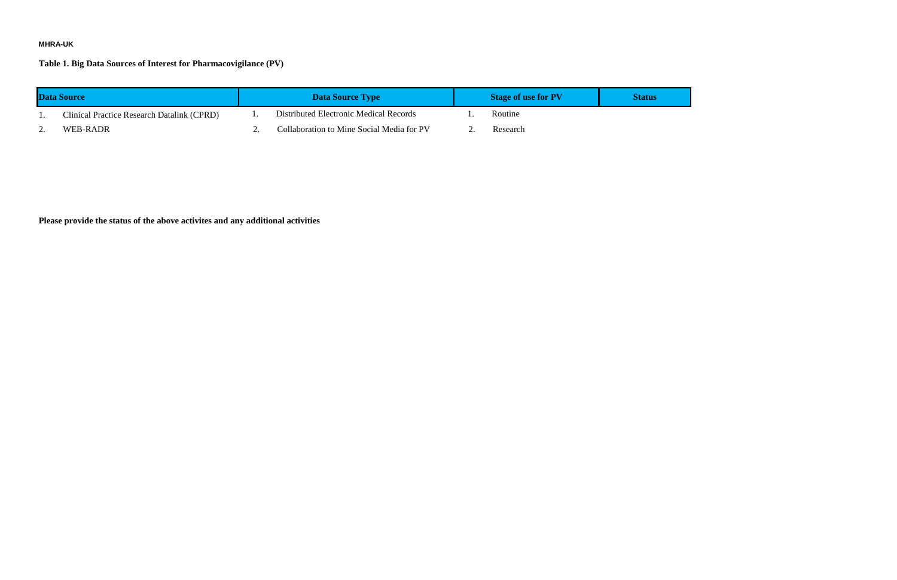**MHRA-UK**

**Table 1. Big Data Sources of Interest for Pharmacovigilance (PV)**

| Data Source | Data Source Type | Stage of use for PV | Status |
|---|---|---|---|
| 1. Clinical Practice Research Datalink (CPRD) | 1. Distributed Electronic Medical Records | 1. Routine | |
| 2. WEB-RADR | 2. Collaboration to Mine Social Media for PV | 2. Research | |

**Please provide the status of the above activites and any additional activities**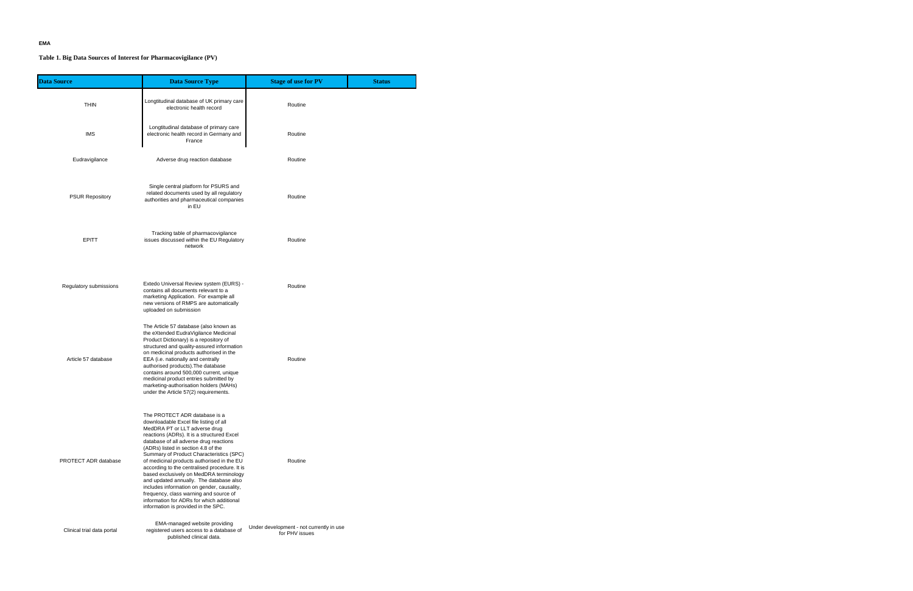**EMA**

**Table 1. Big Data Sources of Interest for Pharmacovigilance (PV)**

| Data Source | Data Source Type | Stage of use for PV | Status |
|---|---|---|---|
| THIN | Longtitudinal database of UK primary care electronic health record | Routine | |
| IMS | Longtitudinal database of primary care electronic health record in Germany and France | Routine | |
| Eudravigilance | Adverse drug reaction database | Routine | |
| PSUR Repository | Single central platform for PSURS and related documents used by all regulatory authorities and pharmaceutical companies in EU | Routine | |
| EPITT | Tracking table of pharmacovigilance issues discussed within the EU Regulatory network | Routine | |
| Regulatory submissions | Extedo Universal Review system (EURS) - contains all documents relevant to a marketing Application. For example all new versions of RMPS are automatically uploaded on submission | Routine | |
| Article 57 database | The Article 57 database (also known as the eXtended EudraVigilance Medicinal Product Dictionary) is a repository of structured and quality-assured information on medicinal products authorised in the EEA (i.e. nationally and centrally authorised products).The database contains around 500,000 current, unique medicinal product entries submitted by marketing-authorisation holders (MAHs) under the Article 57(2) requirements. | Routine | |
| PROTECT ADR database | The PROTECT ADR database is a downloadable Excel file listing of all MedDRA PT or LLT adverse drug reactions (ADRs). It is a structured Excel database of all adverse drug reactions (ADRs) listed in section 4.8 of the Summary of Product Characteristics (SPC) of medicinal products authorised in the EU according to the centralised procedure. It is based exclusively on MedDRA terminology and updated annually. The database also includes information on gender, causality, frequency, class warning and source of information for ADRs for which additional information is provided in the SPC. | Routine | |
| Clinical trial data portal | EMA-managed website providing registered users access to a database of published clinical data. | Under development - not currently in use for PHV issues | |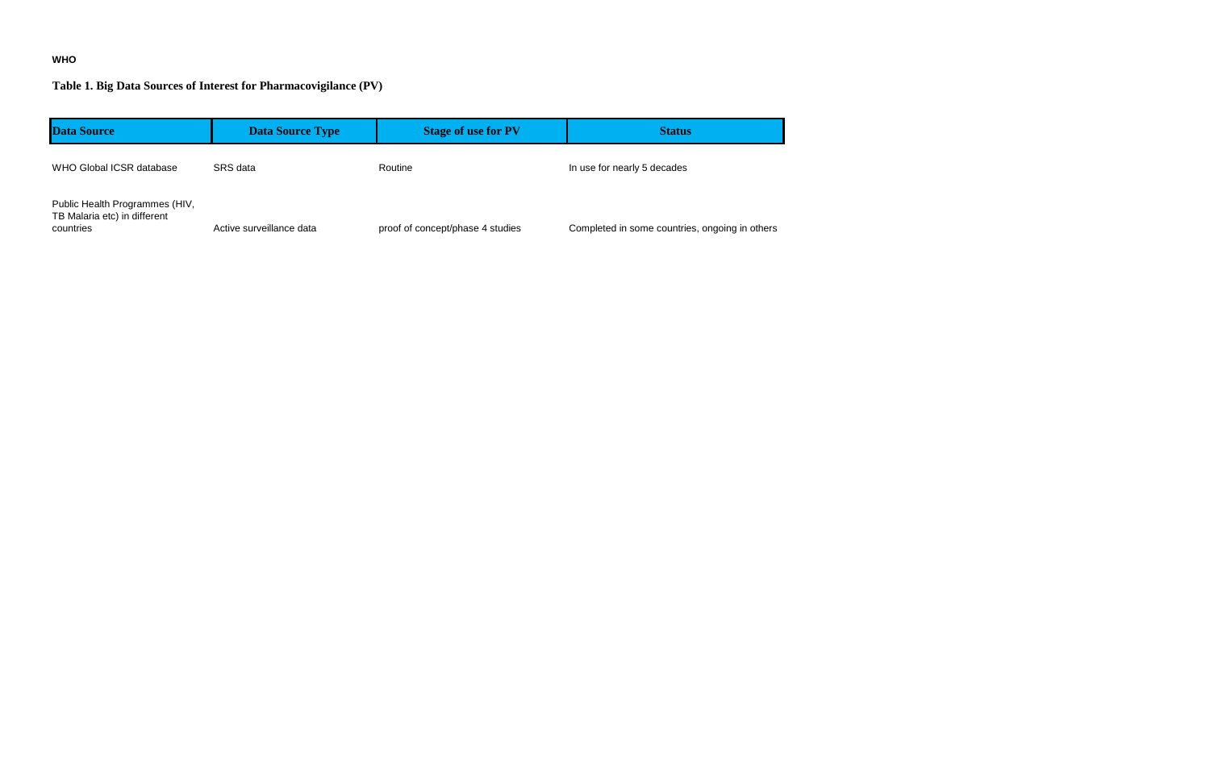**WHO**

**Table 1. Big Data Sources of Interest for Pharmacovigilance (PV)**

| Data Source | Data Source Type | Stage of use for PV | Status |
|---|---|---|---|
| WHO Global ICSR database | SRS data | Routine | In use for nearly 5 decades |
| Public Health Programmes (HIV, TB Malaria etc) in different countries | Active surveillance data | proof of concept/phase 4 studies | Completed in some countries, ongoing in others |